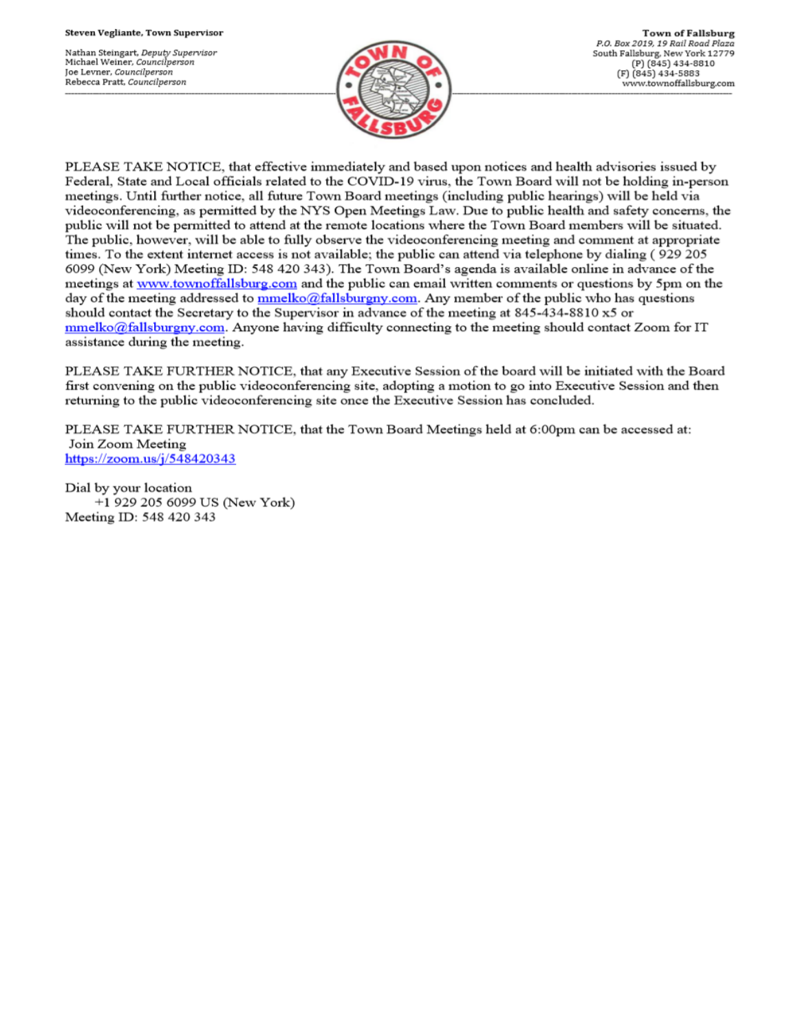**Steven Vegliante, Town Supervisor**

Nathan Steingart, *Deputy Supervisor*
Michael Weiner, *Councilperson*
Joe Levner, *Councilperson*
Rebecca Pratt, *Councilperson*

**Town of Fallsburg**
*P.O. Box 2019, 19 Rail Road Plaza*
South Fallsburg, New York 12779
(P) (845) 434-8810
(F) (845) 434-5883
www.townoffallsburg.com

---

PLEASE TAKE NOTICE, that effective immediately and based upon notices and health advisories issued by Federal, State and Local officials related to the COVID-19 virus, the Town Board will not be holding in-person meetings. Until further notice, all future Town Board meetings (including public hearings) will be held via videoconferencing, as permitted by the NYS Open Meetings Law. Due to public health and safety concerns, the public will not be permitted to attend at the remote locations where the Town Board members will be situated. The public, however, will be able to fully observe the videoconferencing meeting and comment at appropriate times. To the extent internet access is not available; the public can attend via telephone by dialing ( 929 205 6099 (New York) Meeting ID: 548 420 343). The Town Board's agenda is available online in advance of the meetings at www.townoffallsburg.com and the public can email written comments or questions by 5pm on the day of the meeting addressed to mmelko@fallsburgny.com. Any member of the public who has questions should contact the Secretary to the Supervisor in advance of the meeting at 845-434-8810 x5 or mmelko@fallsburgny.com. Anyone having difficulty connecting to the meeting should contact Zoom for IT assistance during the meeting.

PLEASE TAKE FURTHER NOTICE, that any Executive Session of the board will be initiated with the Board first convening on the public videoconferencing site, adopting a motion to go into Executive Session and then returning to the public videoconferencing site once the Executive Session has concluded.

PLEASE TAKE FURTHER NOTICE, that the Town Board Meetings held at 6:00pm can be accessed at:
Join Zoom Meeting
https://zoom.us/j/548420343

Dial by your location
+1 929 205 6099 US (New York)
Meeting ID: 548 420 343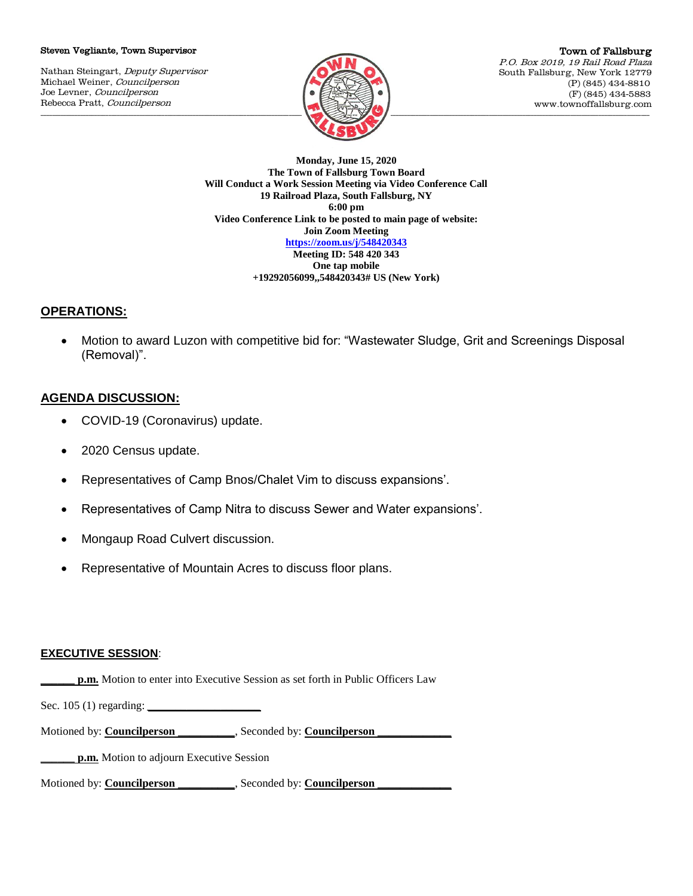Steven Vegliante, Town Supervisor

Nathan Steingart, *Deputy Supervisor*
Michael Weiner, *Councilperson*
Joe Levner, *Councilperson*
Rebecca Pratt, *Councilperson*

**Town of Fallsburg**
*P.O. Box 2019, 19 Rail Road Plaza*
South Fallsburg, New York 12779
(P) (845) 434-8810
(F) (845) 434-5883
www.townoffallsburg.com

**Monday, June 15, 2020**
**The Town of Fallsburg Town Board**
**Will Conduct a Work Session Meeting via Video Conference Call**
**19 Railroad Plaza, South Fallsburg, NY**
**6:00 pm**
**Video Conference Link to be posted to main page of website:**
**Join Zoom Meeting**
**https://zoom.us/j/548420343**
**Meeting ID: 548 420 343**
**One tap mobile**
**+19292056099,,548420343# US (New York)**

## OPERATIONS:

- Motion to award Luzon with competitive bid for: "Wastewater Sludge, Grit and Screenings Disposal (Removal)".

## AGENDA DISCUSSION:

- COVID-19 (Coronavirus) update.
- 2020 Census update.
- Representatives of Camp Bnos/Chalet Vim to discuss expansions'.
- Representatives of Camp Nitra to discuss Sewer and Water expansions'.
- Mongaup Road Culvert discussion.
- Representative of Mountain Acres to discuss floor plans.

**EXECUTIVE SESSION**:

**______ p.m.** Motion to enter into Executive Session as set forth in Public Officers Law

Sec. 105 (1) regarding: ___________________

Motioned by: **Councilperson __________**, Seconded by: **Councilperson _____________**

**______ p.m.** Motion to adjourn Executive Session

Motioned by: **Councilperson __________**, Seconded by: **Councilperson _____________**